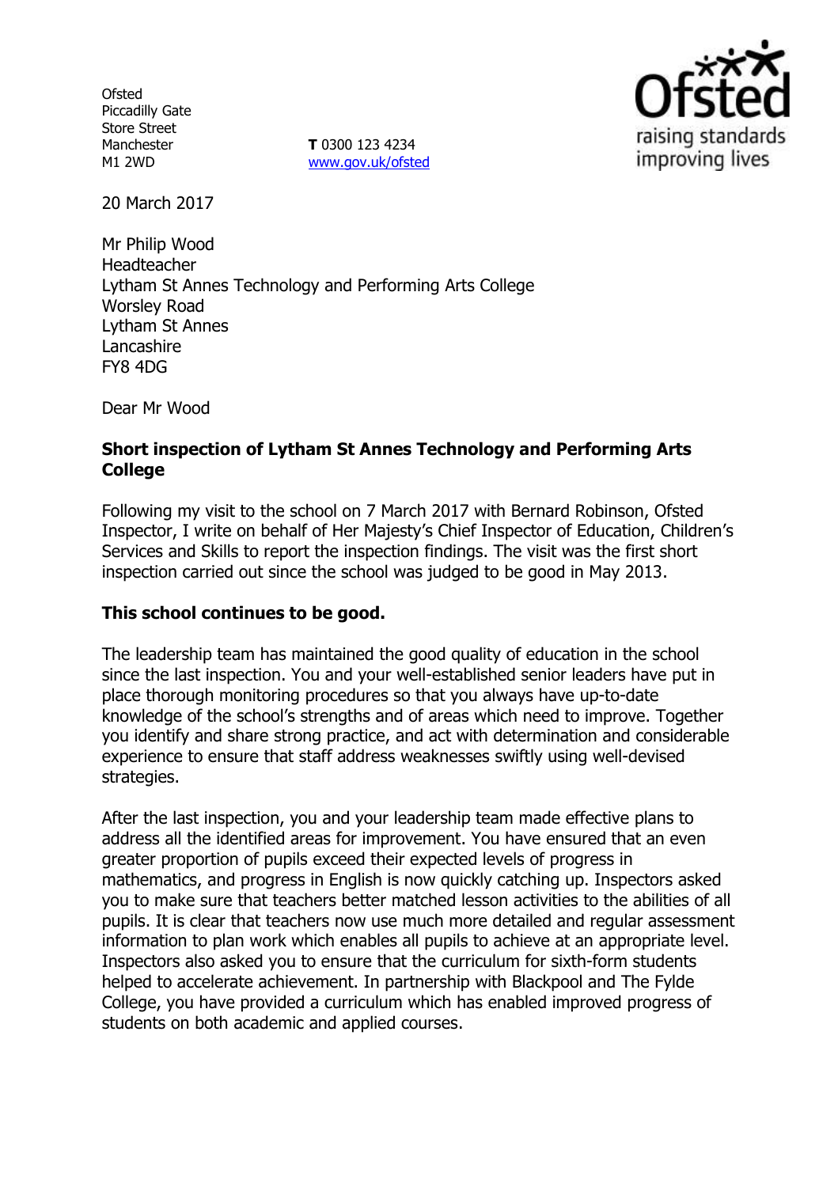Ofsted
Piccadilly Gate
Store Street
Manchester
M1 2WD

**T** 0300 123 4234
www.gov.uk/ofsted

20 March 2017

Mr Philip Wood
Headteacher
Lytham St Annes Technology and Performing Arts College
Worsley Road
Lytham St Annes
Lancashire
FY8 4DG

Dear Mr Wood

**Short inspection of Lytham St Annes Technology and Performing Arts College**

Following my visit to the school on 7 March 2017 with Bernard Robinson, Ofsted Inspector, I write on behalf of Her Majesty's Chief Inspector of Education, Children's Services and Skills to report the inspection findings. The visit was the first short inspection carried out since the school was judged to be good in May 2013.

**This school continues to be good.**

The leadership team has maintained the good quality of education in the school since the last inspection. You and your well-established senior leaders have put in place thorough monitoring procedures so that you always have up-to-date knowledge of the school's strengths and of areas which need to improve. Together you identify and share strong practice, and act with determination and considerable experience to ensure that staff address weaknesses swiftly using well-devised strategies.

After the last inspection, you and your leadership team made effective plans to address all the identified areas for improvement. You have ensured that an even greater proportion of pupils exceed their expected levels of progress in mathematics, and progress in English is now quickly catching up. Inspectors asked you to make sure that teachers better matched lesson activities to the abilities of all pupils. It is clear that teachers now use much more detailed and regular assessment information to plan work which enables all pupils to achieve at an appropriate level. Inspectors also asked you to ensure that the curriculum for sixth-form students helped to accelerate achievement. In partnership with Blackpool and The Fylde College, you have provided a curriculum which has enabled improved progress of students on both academic and applied courses.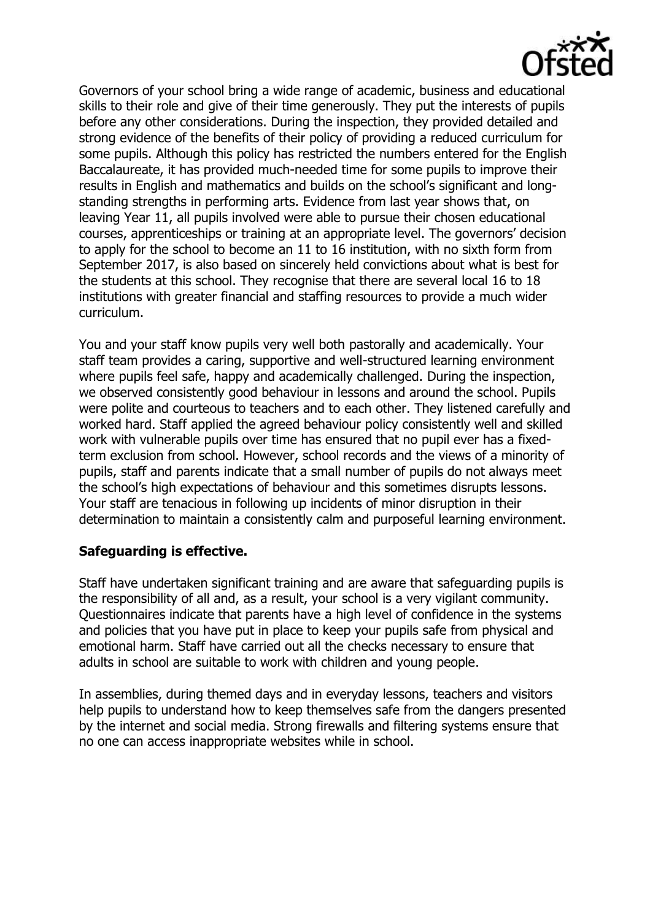Governors of your school bring a wide range of academic, business and educational skills to their role and give of their time generously. They put the interests of pupils before any other considerations. During the inspection, they provided detailed and strong evidence of the benefits of their policy of providing a reduced curriculum for some pupils. Although this policy has restricted the numbers entered for the English Baccalaureate, it has provided much-needed time for some pupils to improve their results in English and mathematics and builds on the school's significant and long-standing strengths in performing arts. Evidence from last year shows that, on leaving Year 11, all pupils involved were able to pursue their chosen educational courses, apprenticeships or training at an appropriate level. The governors' decision to apply for the school to become an 11 to 16 institution, with no sixth form from September 2017, is also based on sincerely held convictions about what is best for the students at this school. They recognise that there are several local 16 to 18 institutions with greater financial and staffing resources to provide a much wider curriculum.

You and your staff know pupils very well both pastorally and academically. Your staff team provides a caring, supportive and well-structured learning environment where pupils feel safe, happy and academically challenged. During the inspection, we observed consistently good behaviour in lessons and around the school. Pupils were polite and courteous to teachers and to each other. They listened carefully and worked hard. Staff applied the agreed behaviour policy consistently well and skilled work with vulnerable pupils over time has ensured that no pupil ever has a fixed-term exclusion from school. However, school records and the views of a minority of pupils, staff and parents indicate that a small number of pupils do not always meet the school's high expectations of behaviour and this sometimes disrupts lessons. Your staff are tenacious in following up incidents of minor disruption in their determination to maintain a consistently calm and purposeful learning environment.

## Safeguarding is effective.

Staff have undertaken significant training and are aware that safeguarding pupils is the responsibility of all and, as a result, your school is a very vigilant community. Questionnaires indicate that parents have a high level of confidence in the systems and policies that you have put in place to keep your pupils safe from physical and emotional harm. Staff have carried out all the checks necessary to ensure that adults in school are suitable to work with children and young people.

In assemblies, during themed days and in everyday lessons, teachers and visitors help pupils to understand how to keep themselves safe from the dangers presented by the internet and social media. Strong firewalls and filtering systems ensure that no one can access inappropriate websites while in school.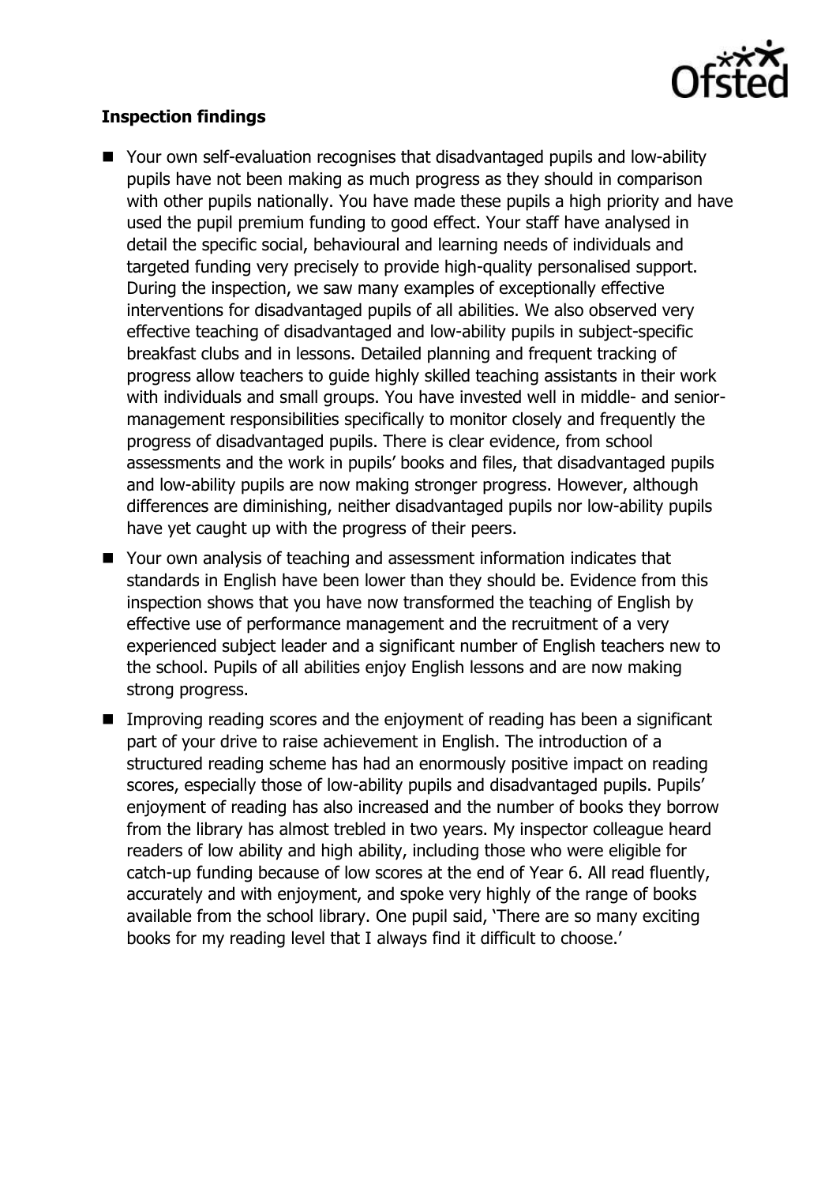**Inspection findings**

- Your own self-evaluation recognises that disadvantaged pupils and low-ability pupils have not been making as much progress as they should in comparison with other pupils nationally. You have made these pupils a high priority and have used the pupil premium funding to good effect. Your staff have analysed in detail the specific social, behavioural and learning needs of individuals and targeted funding very precisely to provide high-quality personalised support. During the inspection, we saw many examples of exceptionally effective interventions for disadvantaged pupils of all abilities. We also observed very effective teaching of disadvantaged and low-ability pupils in subject-specific breakfast clubs and in lessons. Detailed planning and frequent tracking of progress allow teachers to guide highly skilled teaching assistants in their work with individuals and small groups. You have invested well in middle- and senior-management responsibilities specifically to monitor closely and frequently the progress of disadvantaged pupils. There is clear evidence, from school assessments and the work in pupils' books and files, that disadvantaged pupils and low-ability pupils are now making stronger progress. However, although differences are diminishing, neither disadvantaged pupils nor low-ability pupils have yet caught up with the progress of their peers.
- Your own analysis of teaching and assessment information indicates that standards in English have been lower than they should be. Evidence from this inspection shows that you have now transformed the teaching of English by effective use of performance management and the recruitment of a very experienced subject leader and a significant number of English teachers new to the school. Pupils of all abilities enjoy English lessons and are now making strong progress.
- Improving reading scores and the enjoyment of reading has been a significant part of your drive to raise achievement in English. The introduction of a structured reading scheme has had an enormously positive impact on reading scores, especially those of low-ability pupils and disadvantaged pupils. Pupils' enjoyment of reading has also increased and the number of books they borrow from the library has almost trebled in two years. My inspector colleague heard readers of low ability and high ability, including those who were eligible for catch-up funding because of low scores at the end of Year 6. All read fluently, accurately and with enjoyment, and spoke very highly of the range of books available from the school library. One pupil said, 'There are so many exciting books for my reading level that I always find it difficult to choose.'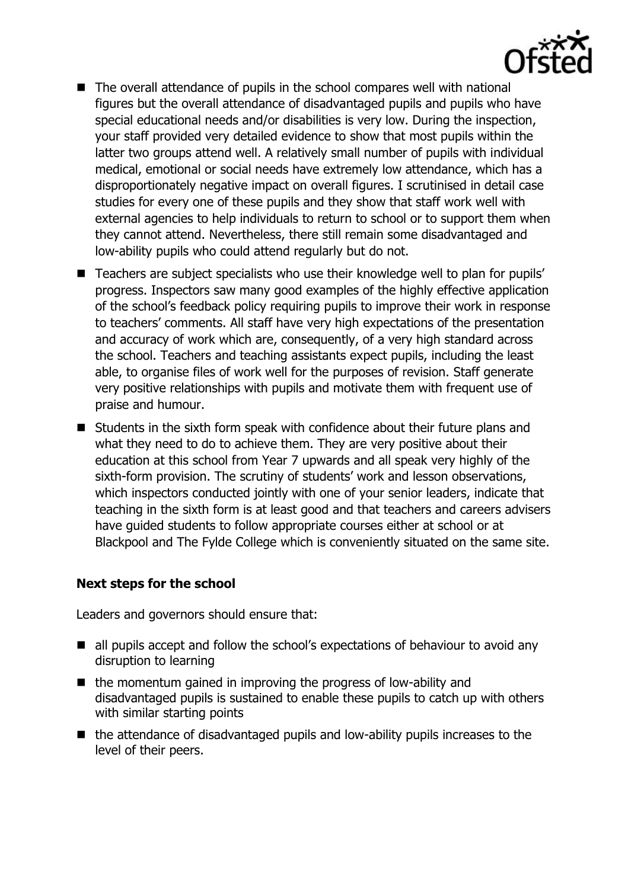- The overall attendance of pupils in the school compares well with national figures but the overall attendance of disadvantaged pupils and pupils who have special educational needs and/or disabilities is very low. During the inspection, your staff provided very detailed evidence to show that most pupils within the latter two groups attend well. A relatively small number of pupils with individual medical, emotional or social needs have extremely low attendance, which has a disproportionately negative impact on overall figures. I scrutinised in detail case studies for every one of these pupils and they show that staff work well with external agencies to help individuals to return to school or to support them when they cannot attend. Nevertheless, there still remain some disadvantaged and low-ability pupils who could attend regularly but do not.
- Teachers are subject specialists who use their knowledge well to plan for pupils' progress. Inspectors saw many good examples of the highly effective application of the school's feedback policy requiring pupils to improve their work in response to teachers' comments. All staff have very high expectations of the presentation and accuracy of work which are, consequently, of a very high standard across the school. Teachers and teaching assistants expect pupils, including the least able, to organise files of work well for the purposes of revision. Staff generate very positive relationships with pupils and motivate them with frequent use of praise and humour.
- Students in the sixth form speak with confidence about their future plans and what they need to do to achieve them. They are very positive about their education at this school from Year 7 upwards and all speak very highly of the sixth-form provision. The scrutiny of students' work and lesson observations, which inspectors conducted jointly with one of your senior leaders, indicate that teaching in the sixth form is at least good and that teachers and careers advisers have guided students to follow appropriate courses either at school or at Blackpool and The Fylde College which is conveniently situated on the same site.

**Next steps for the school**

Leaders and governors should ensure that:

- all pupils accept and follow the school's expectations of behaviour to avoid any disruption to learning
- the momentum gained in improving the progress of low-ability and disadvantaged pupils is sustained to enable these pupils to catch up with others with similar starting points
- the attendance of disadvantaged pupils and low-ability pupils increases to the level of their peers.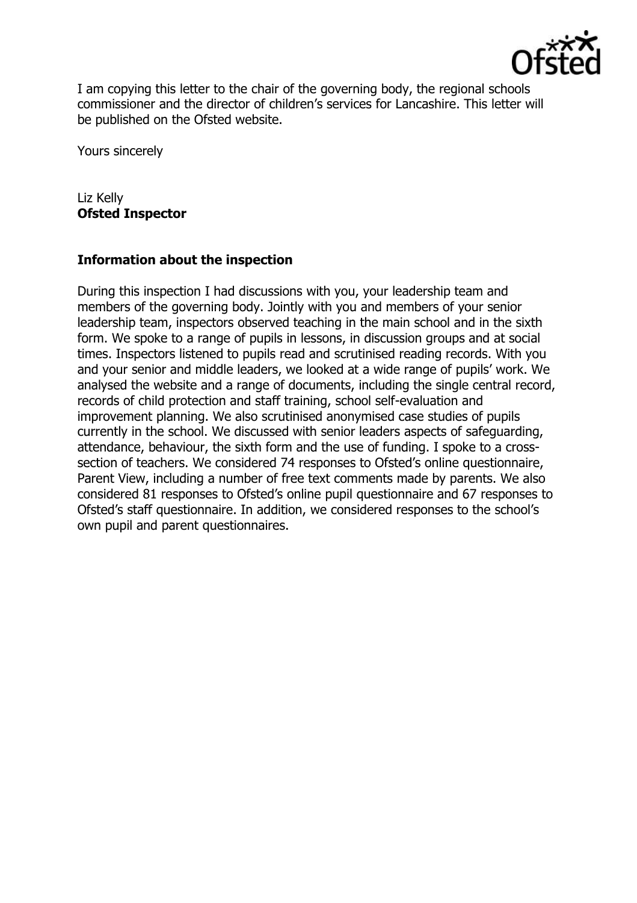I am copying this letter to the chair of the governing body, the regional schools commissioner and the director of children's services for Lancashire. This letter will be published on the Ofsted website.

Yours sincerely

Liz Kelly
**Ofsted Inspector**

## Information about the inspection

During this inspection I had discussions with you, your leadership team and members of the governing body. Jointly with you and members of your senior leadership team, inspectors observed teaching in the main school and in the sixth form. We spoke to a range of pupils in lessons, in discussion groups and at social times. Inspectors listened to pupils read and scrutinised reading records. With you and your senior and middle leaders, we looked at a wide range of pupils' work. We analysed the website and a range of documents, including the single central record, records of child protection and staff training, school self-evaluation and improvement planning. We also scrutinised anonymised case studies of pupils currently in the school. We discussed with senior leaders aspects of safeguarding, attendance, behaviour, the sixth form and the use of funding. I spoke to a cross-section of teachers. We considered 74 responses to Ofsted's online questionnaire, Parent View, including a number of free text comments made by parents. We also considered 81 responses to Ofsted's online pupil questionnaire and 67 responses to Ofsted's staff questionnaire. In addition, we considered responses to the school's own pupil and parent questionnaires.